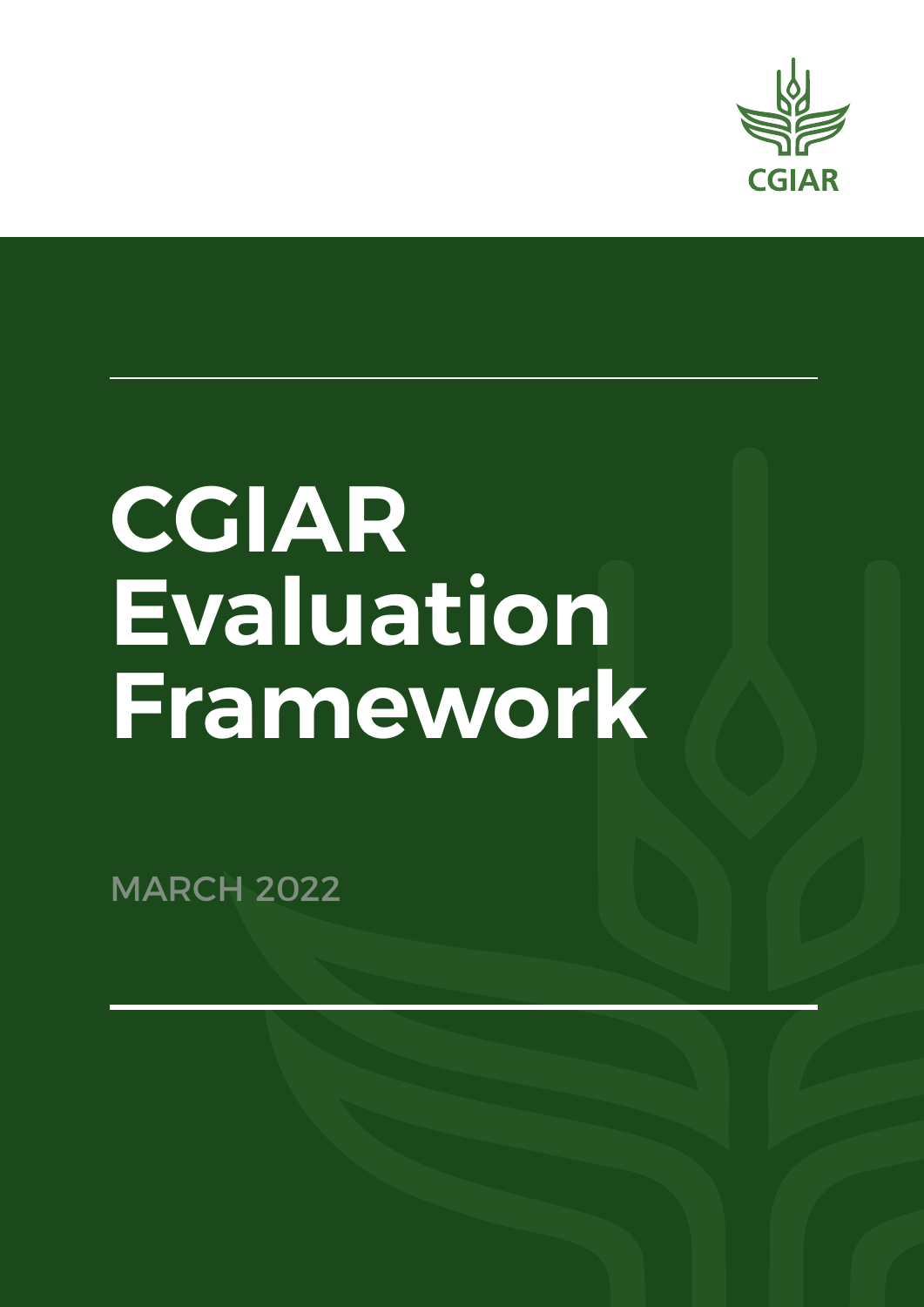CGIAR

# CGIAR Evaluation Framework

MARCH 2022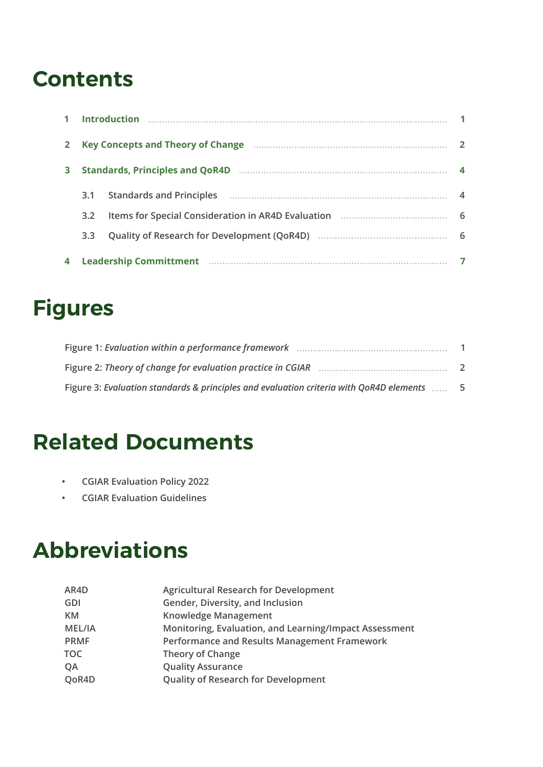# Contents

| | | |
|---|---|---|
| 1 | Introduction | 1 |
| 2 | Key Concepts and Theory of Change | 2 |
| 3 | Standards, Principles and QoR4D | 4 |
| | 3.1 Standards and Principles | 4 |
| | 3.2 Items for Special Consideration in AR4D Evaluation | 6 |
| | 3.3 Quality of Research for Development (QoR4D) | 6 |
| 4 | Leadership Committment | 7 |

# Figures

| | |
|---|---|
| Figure 1: *Evaluation within a performance framework* | 1 |
| Figure 2: *Theory of change for evaluation practice in CGIAR* | 2 |
| Figure 3: *Evaluation standards & principles and evaluation criteria with QoR4D elements* | 5 |

# Related Documents

- CGIAR Evaluation Policy 2022
- CGIAR Evaluation Guidelines

# Abbreviations

| | |
|---|---|
| AR4D | Agricultural Research for Development |
| GDI | Gender, Diversity, and Inclusion |
| KM | Knowledge Management |
| MEL/IA | Monitoring, Evaluation, and Learning/Impact Assessment |
| PRMF | Performance and Results Management Framework |
| TOC | Theory of Change |
| QA | Quality Assurance |
| QoR4D | Quality of Research for Development |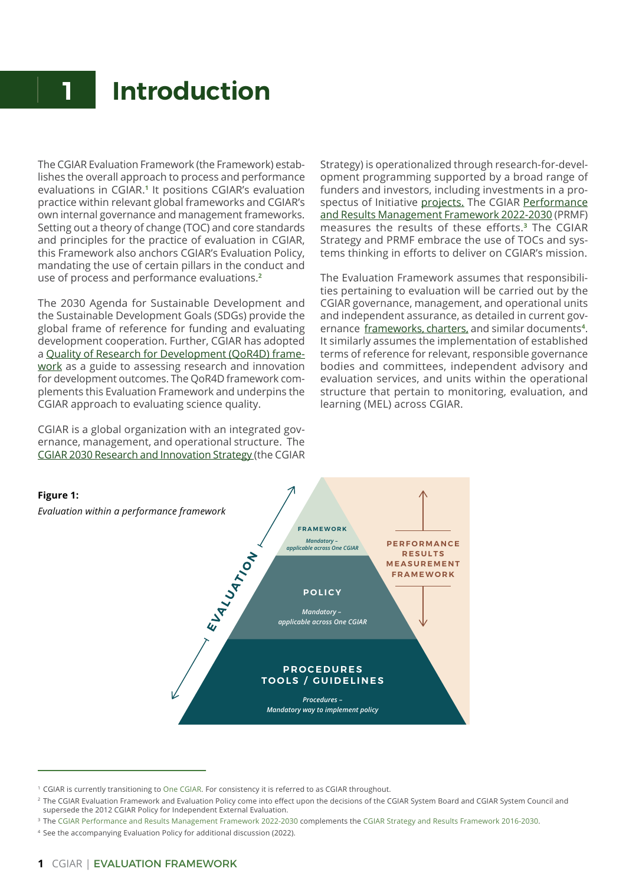# 1 Introduction

The CGIAR Evaluation Framework (the Framework) establishes the overall approach to process and performance evaluations in CGIAR.[1] It positions CGIAR's evaluation practice within relevant global frameworks and CGIAR's own internal governance and management frameworks. Setting out a theory of change (TOC) and core standards and principles for the practice of evaluation in CGIAR, this Framework also anchors CGIAR's Evaluation Policy, mandating the use of certain pillars in the conduct and use of process and performance evaluations.[2]

The 2030 Agenda for Sustainable Development and the Sustainable Development Goals (SDGs) provide the global frame of reference for funding and evaluating development cooperation. Further, CGIAR has adopted a Quality of Research for Development (QoR4D) framework as a guide to assessing research and innovation for development outcomes. The QoR4D framework complements this Evaluation Framework and underpins the CGIAR approach to evaluating science quality.

CGIAR is a global organization with an integrated governance, management, and operational structure. The CGIAR 2030 Research and Innovation Strategy (the CGIAR Strategy) is operationalized through research-for-development programming supported by a broad range of funders and investors, including investments in a prospectus of Initiative projects. The CGIAR Performance and Results Management Framework 2022-2030 (PRMF) measures the results of these efforts.[3] The CGIAR Strategy and PRMF embrace the use of TOCs and systems thinking in efforts to deliver on CGIAR's mission.

The Evaluation Framework assumes that responsibilities pertaining to evaluation will be carried out by the CGIAR governance, management, and operational units and independent assurance, as detailed in current governance frameworks, charters, and similar documents[4]. It similarly assumes the implementation of established terms of reference for relevant, responsible governance bodies and committees, independent advisory and evaluation services, and units within the operational structure that pertain to monitoring, evaluation, and learning (MEL) across CGIAR.

**Figure 1:**

*Evaluation within a performance framework*

EVALUATION

FRAMEWORK
*Mandatory – applicable across One CGIAR*

POLICY
*Mandatory – applicable across One CGIAR*

PROCEDURES
TOOLS / GUIDELINES
*Procedures – Mandatory way to implement policy*

PERFORMANCE RESULTS MEASUREMENT FRAMEWORK

---

[1] CGIAR is currently transitioning to One CGIAR. For consistency it is referred to as CGIAR throughout.

[2] The CGIAR Evaluation Framework and Evaluation Policy come into effect upon the decisions of the CGIAR System Board and CGIAR System Council and supersede the 2012 CGIAR Policy for Independent External Evaluation.

[3] The CGIAR Performance and Results Management Framework 2022-2030 complements the CGIAR Strategy and Results Framework 2016-2030.

[4] See the accompanying Evaluation Policy for additional discussion (2022).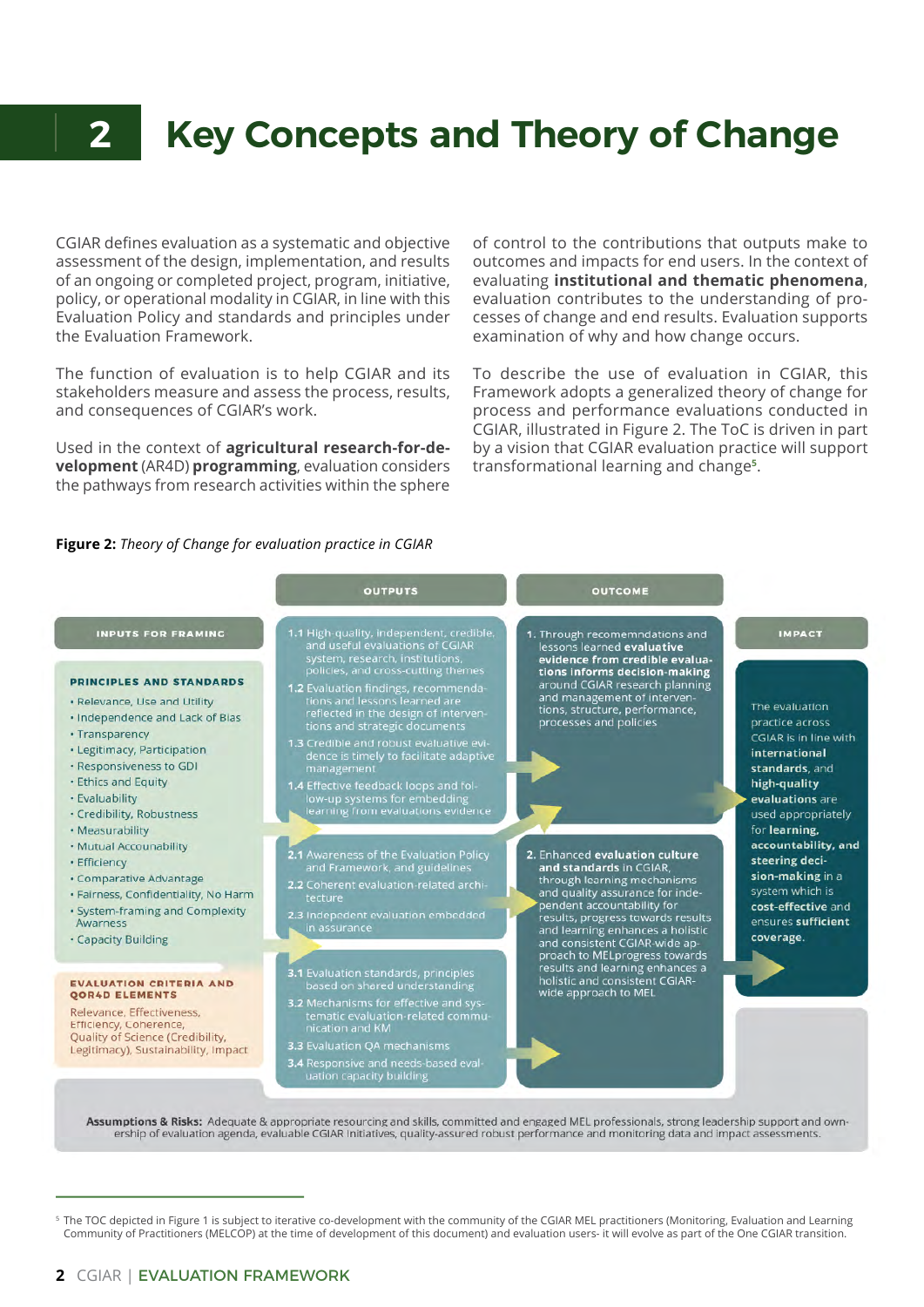# 2 Key Concepts and Theory of Change

CGIAR defines evaluation as a systematic and objective assessment of the design, implementation, and results of an ongoing or completed project, program, initiative, policy, or operational modality in CGIAR, in line with this Evaluation Policy and standards and principles under the Evaluation Framework.

The function of evaluation is to help CGIAR and its stakeholders measure and assess the process, results, and consequences of CGIAR's work.

Used in the context of **agricultural research-for-development** (AR4D) **programming**, evaluation considers the pathways from research activities within the sphere of control to the contributions that outputs make to outcomes and impacts for end users. In the context of evaluating **institutional and thematic phenomena**, evaluation contributes to the understanding of processes of change and end results. Evaluation supports examination of why and how change occurs.

To describe the use of evaluation in CGIAR, this Framework adopts a generalized theory of change for process and performance evaluations conducted in CGIAR, illustrated in Figure 2. The ToC is driven in part by a vision that CGIAR evaluation practice will support transformational learning and change[5].

**Figure 2:** *Theory of Change for evaluation practice in CGIAR*

**INPUTS FOR FRAMING**

**PRINCIPLES AND STANDARDS**

- Relevance, Use and Utility
- Independence and Lack of Bias
- Transparency
- Legitimacy, Participation
- Responsiveness to GDI
- Ethics and Equity
- Evaluability
- Credibility, Robustness
- Measurability
- Mutual Accountability
- Efficiency
- Comparative Advantage
- Fairness, Confidentiality, No Harm
- System-framing and Complexity Awareness
- Capacity Building

**EVALUATION CRITERIA AND QOR4D ELEMENTS**

Relevance, Effectiveness, Efficiency, Coherence, Quality of Science (Credibility, Legitimacy), Sustainability, Impact

**OUTPUTS**

1.1 High-quality, independent, credible, and useful evaluations of CGIAR system, research, institutions, policies, and cross-cutting themes

1.2 Evaluation findings, recommendations and lessons learned are reflected in the design of interventions and strategic documents

1.3 Credible and robust evaluative evidence is timely to facilitate adaptive management

1.4 Effective feedback loops and follow-up systems for embedding learning from evaluations evidence

2.1 Awareness of the Evaluation Policy and Framework, and guidelines

2.2 Coherent evaluation-related architecture

2.3 Indepedent evaluation embedded in assurance

3.1 Evaluation standards, principles based on shared understanding

3.2 Mechanisms for effective and systematic evaluation-related communication and KM

3.3 Evaluation QA mechanisms

3.4 Responsive and needs-based evaluation capacity building

**OUTCOME**

1. Through recomemndations and lessons learned **evaluative evidence from credible evaluations informs decision-making** around CGIAR research planning and management of interventions, structure, performance, processes and policies

2. Enhanced **evaluation culture and standards** in CGIAR, through learning mechanisms and quality assurance for independent accountability for results, progress towards results and learning enhances a holistic and consistent CGIAR-wide approach to MELprogress towards results and learning enhances a holistic and consistent CGIAR-wide approach to MEL

**IMPACT**

The evaluation practice across CGIAR is in line with **international standards**, and **high-quality evaluations** are used appropriately for **learning, accountability, and steering decision-making** in a system which is **cost-effective** and ensures **sufficient coverage.**

**Assumptions & Risks:** Adequate & appropriate resourcing and skills, committed and engaged MEL professionals, strong leadership support and ownership of evaluation agenda, evaluable CGIAR Initiatives, quality-assured robust performance and monitoring data and impact assessments.

[5] The TOC depicted in Figure 1 is subject to iterative co-development with the community of the CGIAR MEL practitioners (Monitoring, Evaluation and Learning Community of Practitioners (MELCOP) at the time of development of this document) and evaluation users- it will evolve as part of the One CGIAR transition.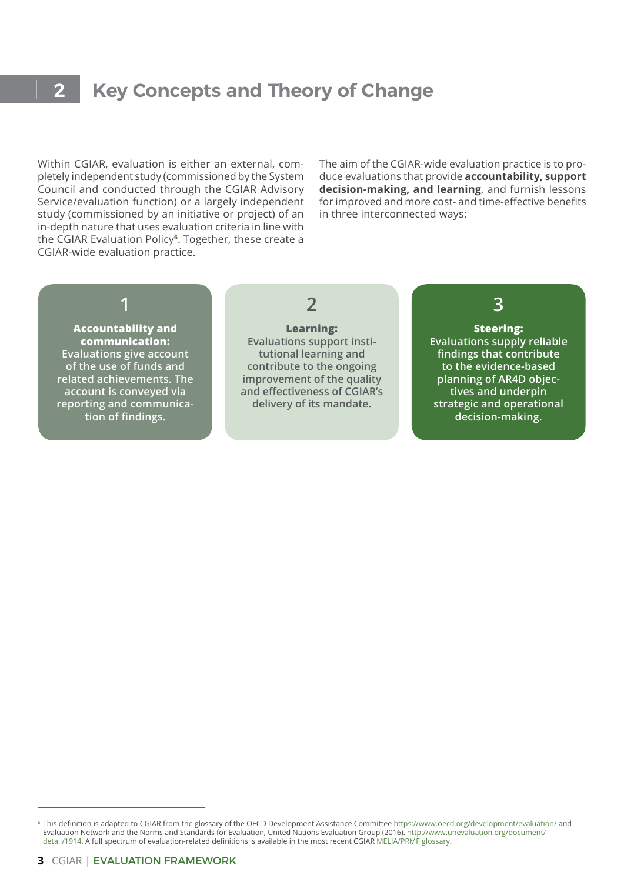# 2 Key Concepts and Theory of Change

Within CGIAR, evaluation is either an external, completely independent study (commissioned by the System Council and conducted through the CGIAR Advisory Service/evaluation function) or a largely independent study (commissioned by an initiative or project) of an in-depth nature that uses evaluation criteria in line with the CGIAR Evaluation Policy[6]. Together, these create a CGIAR-wide evaluation practice.

The aim of the CGIAR-wide evaluation practice is to produce evaluations that provide **accountability, support decision-making, and learning**, and furnish lessons for improved and more cost- and time-effective benefits in three interconnected ways:

**1**

**Accountability and communication:**
Evaluations give account of the use of funds and related achievements. The account is conveyed via reporting and communication of findings.

**2**

**Learning:**
Evaluations support institutional learning and contribute to the ongoing improvement of the quality and effectiveness of CGIAR's delivery of its mandate.

**3**

**Steering:**
Evaluations supply reliable findings that contribute to the evidence-based planning of AR4D objectives and underpin strategic and operational decision-making.

---

[6] This definition is adapted to CGIAR from the glossary of the OECD Development Assistance Committee https://www.oecd.org/development/evaluation/ and Evaluation Network and the Norms and Standards for Evaluation, United Nations Evaluation Group (2016). http://www.unevaluation.org/document/detail/1914. A full spectrum of evaluation-related definitions is available in the most recent CGIAR MELIA/PRMF glossary.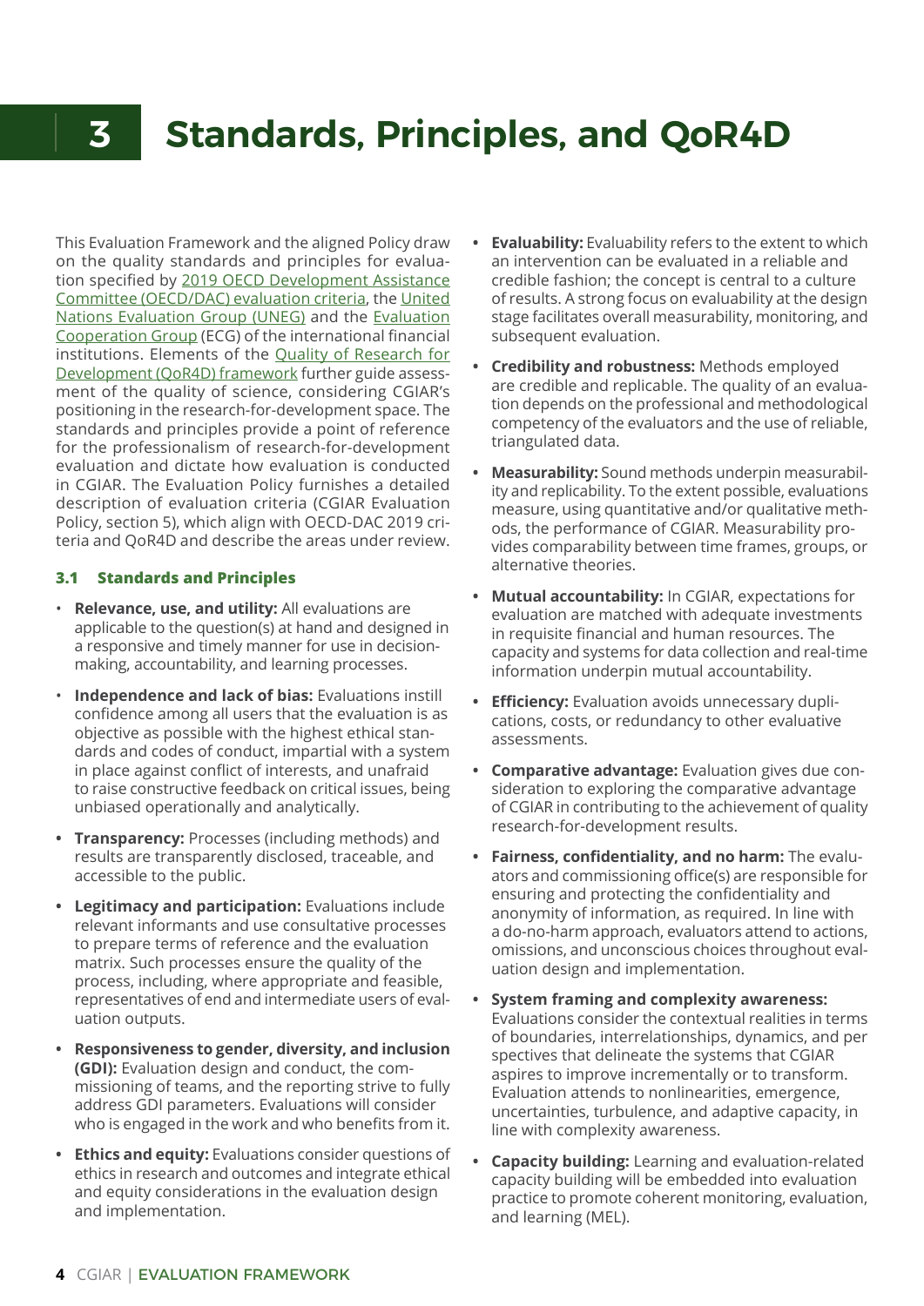# 3 Standards, Principles, and QoR4D

This Evaluation Framework and the aligned Policy draw on the quality standards and principles for evaluation specified by 2019 OECD Development Assistance Committee (OECD/DAC) evaluation criteria, the United Nations Evaluation Group (UNEG) and the Evaluation Cooperation Group (ECG) of the international financial institutions. Elements of the Quality of Research for Development (QoR4D) framework further guide assessment of the quality of science, considering CGIAR's positioning in the research-for-development space. The standards and principles provide a point of reference for the professionalism of research-for-development evaluation and dictate how evaluation is conducted in CGIAR. The Evaluation Policy furnishes a detailed description of evaluation criteria (CGIAR Evaluation Policy, section 5), which align with OECD-DAC 2019 criteria and QoR4D and describe the areas under review.

### 3.1 Standards and Principles

- **Relevance, use, and utility:** All evaluations are applicable to the question(s) at hand and designed in a responsive and timely manner for use in decision-making, accountability, and learning processes.
- **Independence and lack of bias:** Evaluations instill confidence among all users that the evaluation is as objective as possible with the highest ethical standards and codes of conduct, impartial with a system in place against conflict of interests, and unafraid to raise constructive feedback on critical issues, being unbiased operationally and analytically.
- **Transparency:** Processes (including methods) and results are transparently disclosed, traceable, and accessible to the public.
- **Legitimacy and participation:** Evaluations include relevant informants and use consultative processes to prepare terms of reference and the evaluation matrix. Such processes ensure the quality of the process, including, where appropriate and feasible, representatives of end and intermediate users of evaluation outputs.
- **Responsiveness to gender, diversity, and inclusion (GDI):** Evaluation design and conduct, the commissioning of teams, and the reporting strive to fully address GDI parameters. Evaluations will consider who is engaged in the work and who benefits from it.
- **Ethics and equity:** Evaluations consider questions of ethics in research and outcomes and integrate ethical and equity considerations in the evaluation design and implementation.
- **Evaluability:** Evaluability refers to the extent to which an intervention can be evaluated in a reliable and credible fashion; the concept is central to a culture of results. A strong focus on evaluability at the design stage facilitates overall measurability, monitoring, and subsequent evaluation.
- **Credibility and robustness:** Methods employed are credible and replicable. The quality of an evaluation depends on the professional and methodological competency of the evaluators and the use of reliable, triangulated data.
- **Measurability:** Sound methods underpin measurability and replicability. To the extent possible, evaluations measure, using quantitative and/or qualitative methods, the performance of CGIAR. Measurability provides comparability between time frames, groups, or alternative theories.
- **Mutual accountability:** In CGIAR, expectations for evaluation are matched with adequate investments in requisite financial and human resources. The capacity and systems for data collection and real-time information underpin mutual accountability.
- **Efficiency:** Evaluation avoids unnecessary duplications, costs, or redundancy to other evaluative assessments.
- **Comparative advantage:** Evaluation gives due consideration to exploring the comparative advantage of CGIAR in contributing to the achievement of quality research-for-development results.
- **Fairness, confidentiality, and no harm:** The evaluators and commissioning office(s) are responsible for ensuring and protecting the confidentiality and anonymity of information, as required. In line with a do-no-harm approach, evaluators attend to actions, omissions, and unconscious choices throughout evaluation design and implementation.
- **System framing and complexity awareness:** Evaluations consider the contextual realities in terms of boundaries, interrelationships, dynamics, and perspectives that delineate the systems that CGIAR aspires to improve incrementally or to transform. Evaluation attends to nonlinearities, emergence, uncertainties, turbulence, and adaptive capacity, in line with complexity awareness.
- **Capacity building:** Learning and evaluation-related capacity building will be embedded into evaluation practice to promote coherent monitoring, evaluation, and learning (MEL).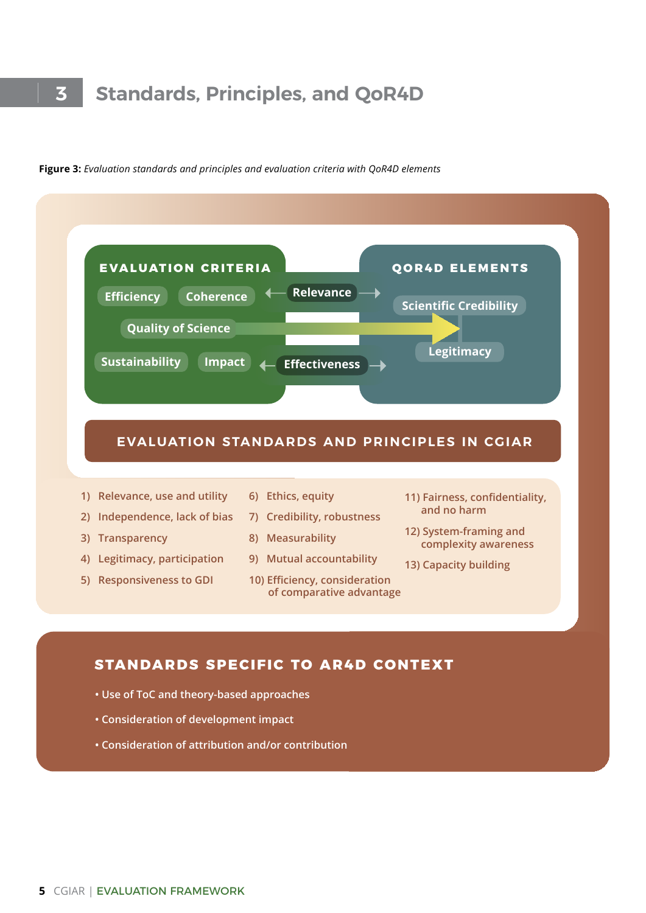# 3 Standards, Principles, and QoR4D

**Figure 3:** *Evaluation standards and principles and evaluation criteria with QoR4D elements*

**EVALUATION CRITERIA**

- Efficiency
- Coherence
- Quality of Science
- Sustainability
- Impact

**QOR4D ELEMENTS**

- Scientific Credibility
- Legitimacy

Shared (linking both): Relevance; Effectiveness

**EVALUATION STANDARDS AND PRINCIPLES IN CGIAR**

1) Relevance, use and utility
2) Independence, lack of bias
3) Transparency
4) Legitimacy, participation
5) Responsiveness to GDI
6) Ethics, equity
7) Credibility, robustness
8) Measurability
9) Mutual accountability
10) Efficiency, consideration of comparative advantage
11) Fairness, confidentiality, and no harm
12) System-framing and complexity awareness
13) Capacity building

**STANDARDS SPECIFIC TO AR4D CONTEXT**

- Use of ToC and theory-based approaches
- Consideration of development impact
- Consideration of attribution and/or contribution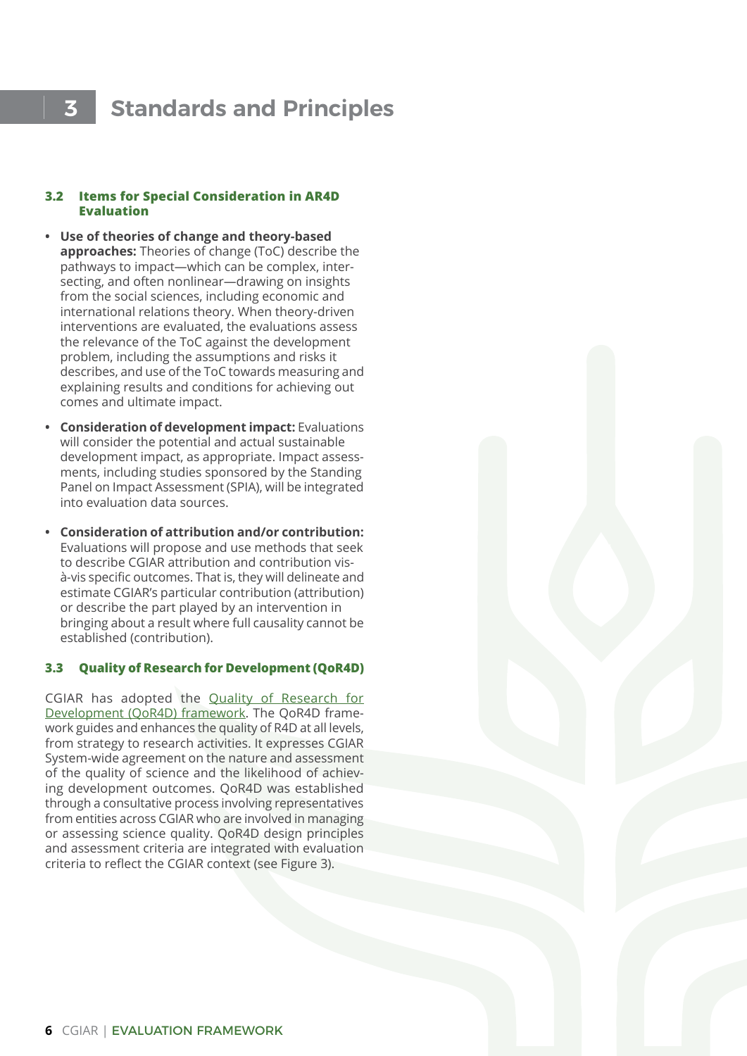# 3 Standards and Principles

### 3.2 Items for Special Consideration in AR4D Evaluation

- **Use of theories of change and theory-based approaches:** Theories of change (ToC) describe the pathways to impact—which can be complex, intersecting, and often nonlinear—drawing on insights from the social sciences, including economic and international relations theory. When theory-driven interventions are evaluated, the evaluations assess the relevance of the ToC against the development problem, including the assumptions and risks it describes, and use of the ToC towards measuring and explaining results and conditions for achieving out comes and ultimate impact.

- **Consideration of development impact:** Evaluations will consider the potential and actual sustainable development impact, as appropriate. Impact assessments, including studies sponsored by the Standing Panel on Impact Assessment (SPIA), will be integrated into evaluation data sources.

- **Consideration of attribution and/or contribution:** Evaluations will propose and use methods that seek to describe CGIAR attribution and contribution vis-à-vis specific outcomes. That is, they will delineate and estimate CGIAR's particular contribution (attribution) or describe the part played by an intervention in bringing about a result where full causality cannot be established (contribution).

### 3.3 Quality of Research for Development (QoR4D)

CGIAR has adopted the Quality of Research for Development (QoR4D) framework. The QoR4D framework guides and enhances the quality of R4D at all levels, from strategy to research activities. It expresses CGIAR System-wide agreement on the nature and assessment of the quality of science and the likelihood of achieving development outcomes. QoR4D was established through a consultative process involving representatives from entities across CGIAR who are involved in managing or assessing science quality. QoR4D design principles and assessment criteria are integrated with evaluation criteria to reflect the CGIAR context (see Figure 3).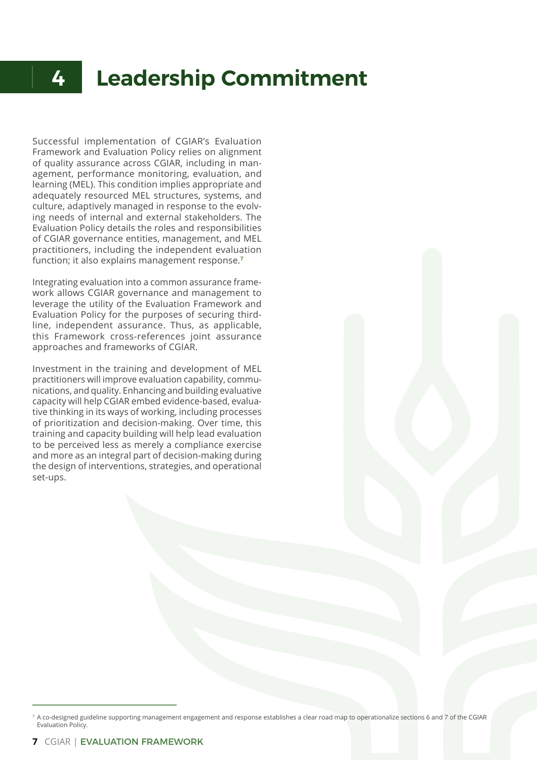# 4 Leadership Commitment

Successful implementation of CGIAR's Evaluation Framework and Evaluation Policy relies on alignment of quality assurance across CGIAR, including in management, performance monitoring, evaluation, and learning (MEL). This condition implies appropriate and adequately resourced MEL structures, systems, and culture, adaptively managed in response to the evolving needs of internal and external stakeholders. The Evaluation Policy details the roles and responsibilities of CGIAR governance entities, management, and MEL practitioners, including the independent evaluation function; it also explains management response.[7]

Integrating evaluation into a common assurance framework allows CGIAR governance and management to leverage the utility of the Evaluation Framework and Evaluation Policy for the purposes of securing third-line, independent assurance. Thus, as applicable, this Framework cross-references joint assurance approaches and frameworks of CGIAR.

Investment in the training and development of MEL practitioners will improve evaluation capability, communications, and quality. Enhancing and building evaluative capacity will help CGIAR embed evidence-based, evaluative thinking in its ways of working, including processes of prioritization and decision-making. Over time, this training and capacity building will help lead evaluation to be perceived less as merely a compliance exercise and more as an integral part of decision-making during the design of interventions, strategies, and operational set-ups.

---

[7] A co-designed guideline supporting management engagement and response establishes a clear road map to operationalize sections 6 and 7 of the CGIAR Evaluation Policy.